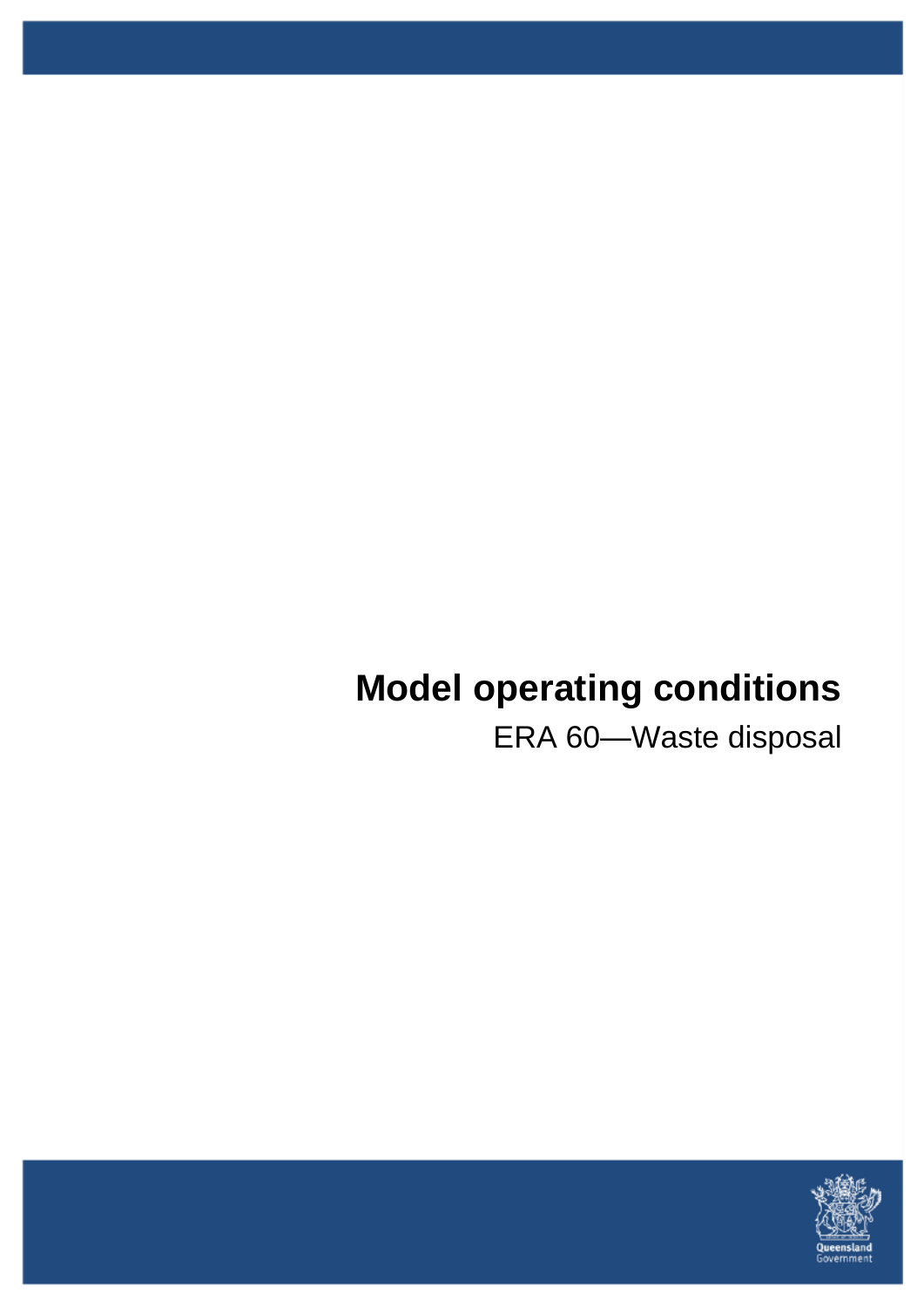# Model operating conditions

ERA 60—Waste disposal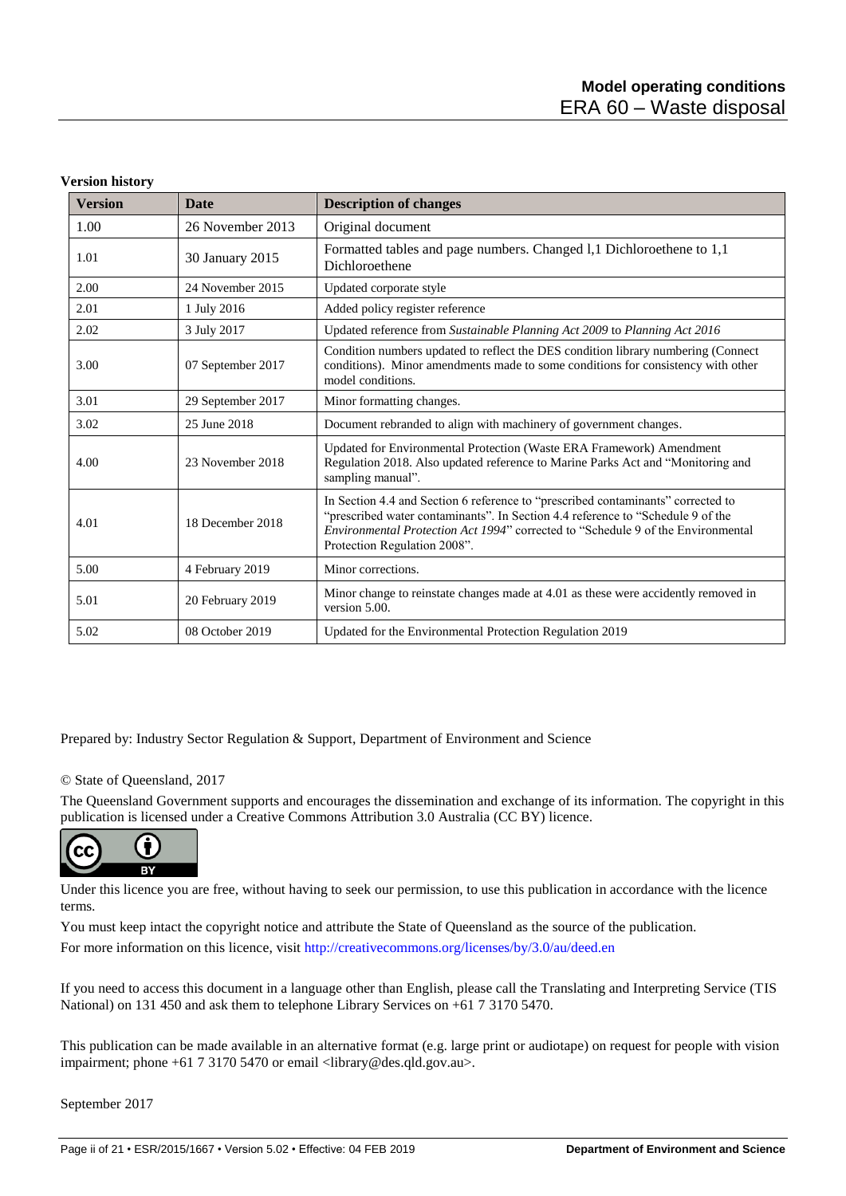**Version history**

| Version | Date | Description of changes |
|---|---|---|
| 1.00 | 26 November 2013 | Original document |
| 1.01 | 30 January 2015 | Formatted tables and page numbers. Changed l,1 Dichloroethene to 1,1 Dichloroethene |
| 2.00 | 24 November 2015 | Updated corporate style |
| 2.01 | 1 July 2016 | Added policy register reference |
| 2.02 | 3 July 2017 | Updated reference from *Sustainable Planning Act 2009* to *Planning Act 2016* |
| 3.00 | 07 September 2017 | Condition numbers updated to reflect the DES condition library numbering (Connect conditions). Minor amendments made to some conditions for consistency with other model conditions. |
| 3.01 | 29 September 2017 | Minor formatting changes. |
| 3.02 | 25 June 2018 | Document rebranded to align with machinery of government changes. |
| 4.00 | 23 November 2018 | Updated for Environmental Protection (Waste ERA Framework) Amendment Regulation 2018. Also updated reference to Marine Parks Act and "Monitoring and sampling manual". |
| 4.01 | 18 December 2018 | In Section 4.4 and Section 6 reference to "prescribed contaminants" corrected to "prescribed water contaminants". In Section 4.4 reference to "Schedule 9 of the *Environmental Protection Act 1994*" corrected to "Schedule 9 of the Environmental Protection Regulation 2008". |
| 5.00 | 4 February 2019 | Minor corrections. |
| 5.01 | 20 February 2019 | Minor change to reinstate changes made at 4.01 as these were accidently removed in version 5.00. |
| 5.02 | 08 October 2019 | Updated for the Environmental Protection Regulation 2019 |

Prepared by: Industry Sector Regulation & Support, Department of Environment and Science

© State of Queensland, 2017

The Queensland Government supports and encourages the dissemination and exchange of its information. The copyright in this publication is licensed under a Creative Commons Attribution 3.0 Australia (CC BY) licence.

Under this licence you are free, without having to seek our permission, to use this publication in accordance with the licence terms.

You must keep intact the copyright notice and attribute the State of Queensland as the source of the publication.

For more information on this licence, visit http://creativecommons.org/licenses/by/3.0/au/deed.en

If you need to access this document in a language other than English, please call the Translating and Interpreting Service (TIS National) on 131 450 and ask them to telephone Library Services on +61 7 3170 5470.

This publication can be made available in an alternative format (e.g. large print or audiotape) on request for people with vision impairment; phone +61 7 3170 5470 or email <library@des.qld.gov.au>.

September 2017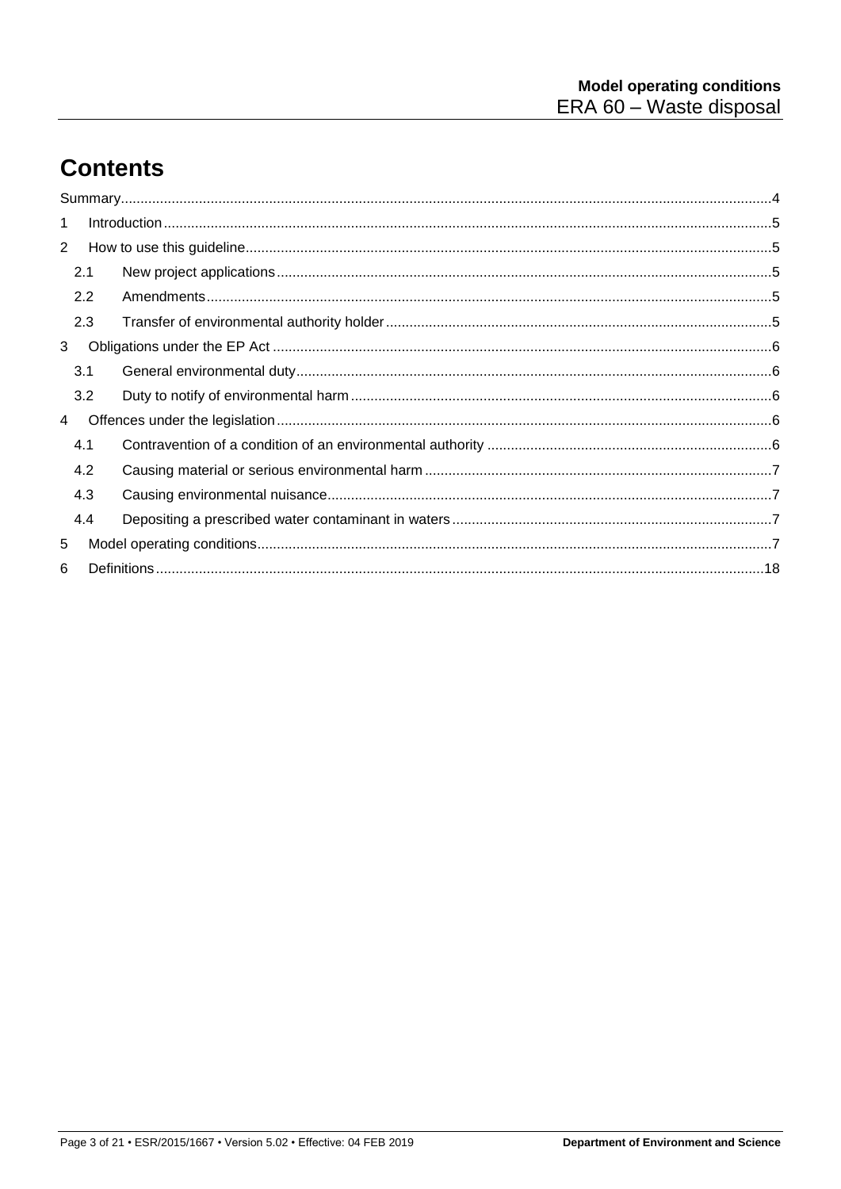# Contents

Summary....................................................................................................................................................4

1 Introduction.........................................................................................................................................5

2 How to use this guideline.....................................................................................................................5

  2.1 New project applications.............................................................................................................5

  2.2 Amendments...............................................................................................................................5

  2.3 Transfer of environmental authority holder.................................................................................5

3 Obligations under the EP Act..............................................................................................................6

  3.1 General environmental duty........................................................................................................6

  3.2 Duty to notify of environmental harm..........................................................................................6

4 Offences under the legislation.............................................................................................................6

  4.1 Contravention of a condition of an environmental authority........................................................6

  4.2 Causing material or serious environmental harm........................................................................7

  4.3 Causing environmental nuisance.................................................................................................7

  4.4 Depositing a prescribed water contaminant in waters.................................................................7

5 Model operating conditions..................................................................................................................7

6 Definitions..........................................................................................................................................18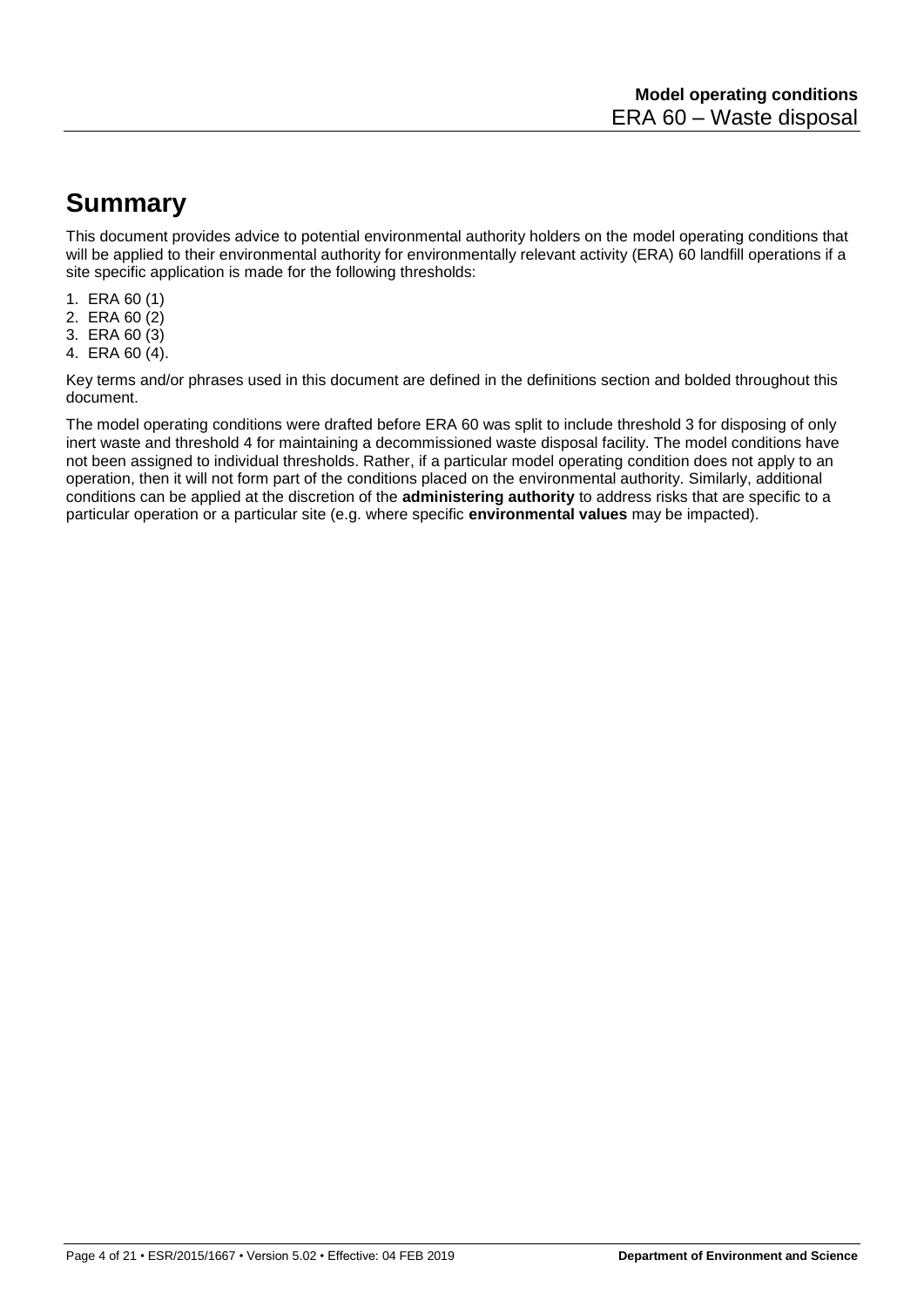# Summary

This document provides advice to potential environmental authority holders on the model operating conditions that will be applied to their environmental authority for environmentally relevant activity (ERA) 60 landfill operations if a site specific application is made for the following thresholds:

1. ERA 60 (1)
2. ERA 60 (2)
3. ERA 60 (3)
4. ERA 60 (4).

Key terms and/or phrases used in this document are defined in the definitions section and bolded throughout this document.

The model operating conditions were drafted before ERA 60 was split to include threshold 3 for disposing of only inert waste and threshold 4 for maintaining a decommissioned waste disposal facility. The model conditions have not been assigned to individual thresholds. Rather, if a particular model operating condition does not apply to an operation, then it will not form part of the conditions placed on the environmental authority. Similarly, additional conditions can be applied at the discretion of the **administering authority** to address risks that are specific to a particular operation or a particular site (e.g. where specific **environmental values** may be impacted).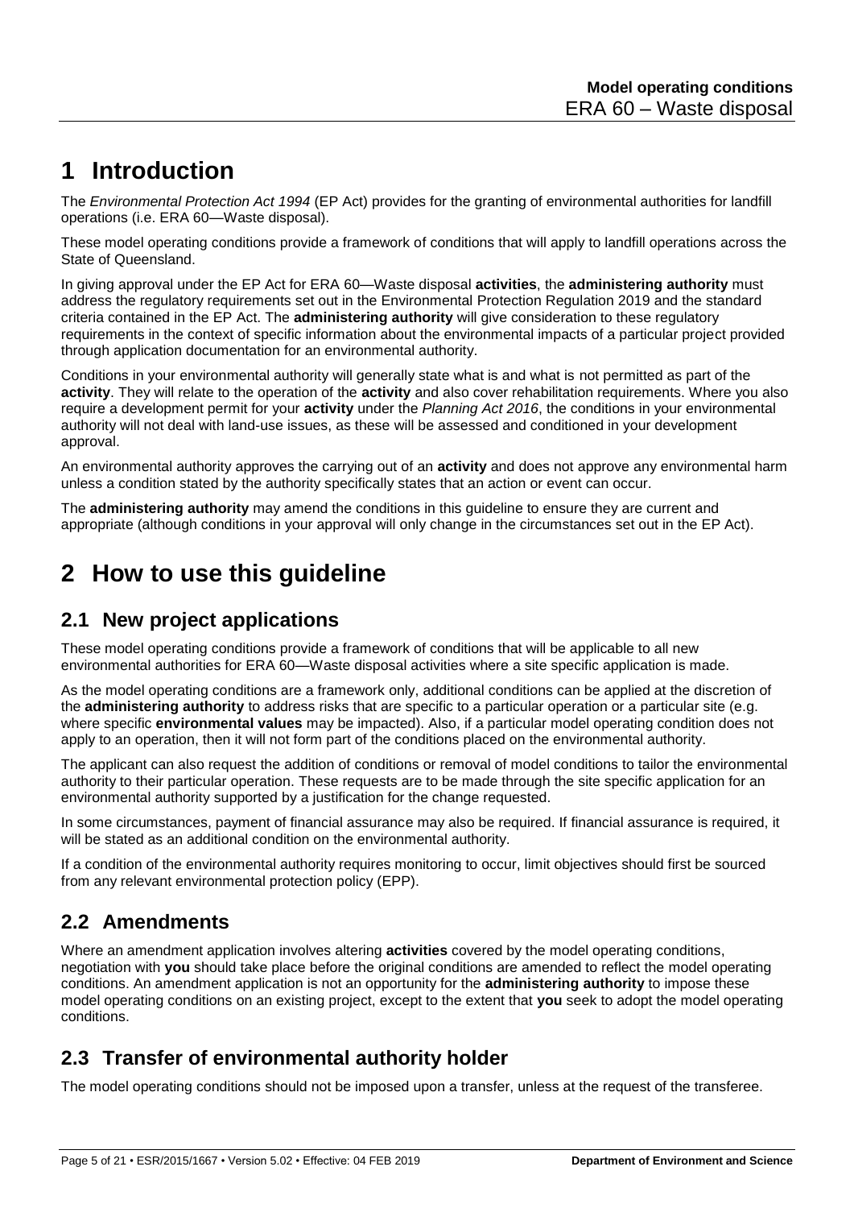# 1 Introduction

The *Environmental Protection Act 1994* (EP Act) provides for the granting of environmental authorities for landfill operations (i.e. ERA 60—Waste disposal).

These model operating conditions provide a framework of conditions that will apply to landfill operations across the State of Queensland.

In giving approval under the EP Act for ERA 60—Waste disposal **activities**, the **administering authority** must address the regulatory requirements set out in the Environmental Protection Regulation 2019 and the standard criteria contained in the EP Act. The **administering authority** will give consideration to these regulatory requirements in the context of specific information about the environmental impacts of a particular project provided through application documentation for an environmental authority.

Conditions in your environmental authority will generally state what is and what is not permitted as part of the **activity**. They will relate to the operation of the **activity** and also cover rehabilitation requirements. Where you also require a development permit for your **activity** under the *Planning Act 2016*, the conditions in your environmental authority will not deal with land-use issues, as these will be assessed and conditioned in your development approval.

An environmental authority approves the carrying out of an **activity** and does not approve any environmental harm unless a condition stated by the authority specifically states that an action or event can occur.

The **administering authority** may amend the conditions in this guideline to ensure they are current and appropriate (although conditions in your approval will only change in the circumstances set out in the EP Act).

# 2 How to use this guideline

## 2.1 New project applications

These model operating conditions provide a framework of conditions that will be applicable to all new environmental authorities for ERA 60—Waste disposal activities where a site specific application is made.

As the model operating conditions are a framework only, additional conditions can be applied at the discretion of the **administering authority** to address risks that are specific to a particular operation or a particular site (e.g. where specific **environmental values** may be impacted). Also, if a particular model operating condition does not apply to an operation, then it will not form part of the conditions placed on the environmental authority.

The applicant can also request the addition of conditions or removal of model conditions to tailor the environmental authority to their particular operation. These requests are to be made through the site specific application for an environmental authority supported by a justification for the change requested.

In some circumstances, payment of financial assurance may also be required. If financial assurance is required, it will be stated as an additional condition on the environmental authority.

If a condition of the environmental authority requires monitoring to occur, limit objectives should first be sourced from any relevant environmental protection policy (EPP).

## 2.2 Amendments

Where an amendment application involves altering **activities** covered by the model operating conditions, negotiation with **you** should take place before the original conditions are amended to reflect the model operating conditions. An amendment application is not an opportunity for the **administering authority** to impose these model operating conditions on an existing project, except to the extent that **you** seek to adopt the model operating conditions.

## 2.3 Transfer of environmental authority holder

The model operating conditions should not be imposed upon a transfer, unless at the request of the transferee.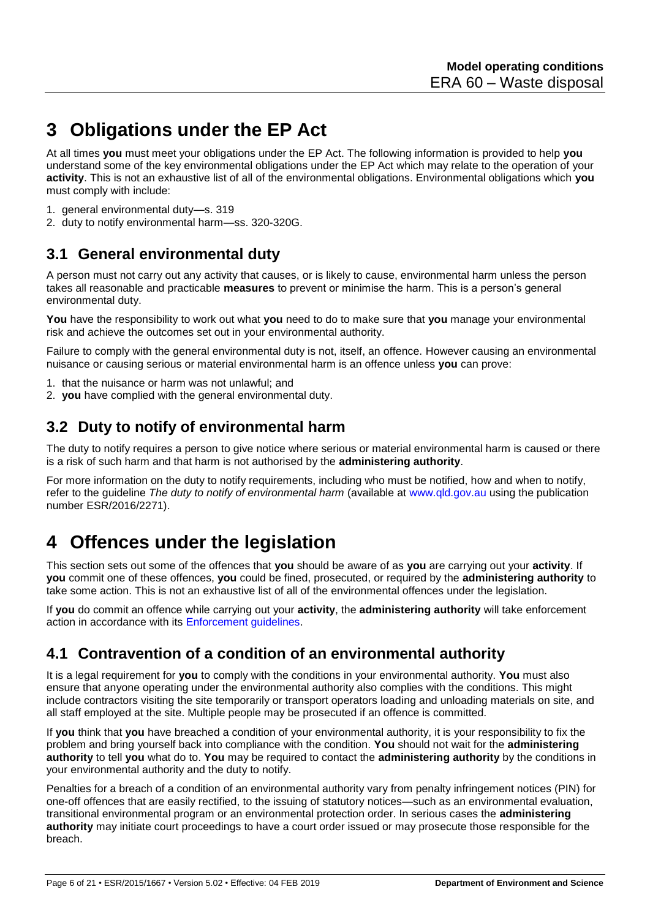# 3 Obligations under the EP Act

At all times **you** must meet your obligations under the EP Act. The following information is provided to help **you** understand some of the key environmental obligations under the EP Act which may relate to the operation of your **activity**. This is not an exhaustive list of all of the environmental obligations. Environmental obligations which **you** must comply with include:

1. general environmental duty—s. 319
2. duty to notify environmental harm—ss. 320-320G.

## 3.1 General environmental duty

A person must not carry out any activity that causes, or is likely to cause, environmental harm unless the person takes all reasonable and practicable **measures** to prevent or minimise the harm. This is a person's general environmental duty.

**You** have the responsibility to work out what **you** need to do to make sure that **you** manage your environmental risk and achieve the outcomes set out in your environmental authority.

Failure to comply with the general environmental duty is not, itself, an offence. However causing an environmental nuisance or causing serious or material environmental harm is an offence unless **you** can prove:

1. that the nuisance or harm was not unlawful; and
2. **you** have complied with the general environmental duty.

## 3.2 Duty to notify of environmental harm

The duty to notify requires a person to give notice where serious or material environmental harm is caused or there is a risk of such harm and that harm is not authorised by the **administering authority**.

For more information on the duty to notify requirements, including who must be notified, how and when to notify, refer to the guideline *The duty to notify of environmental harm* (available at www.qld.gov.au using the publication number ESR/2016/2271).

# 4 Offences under the legislation

This section sets out some of the offences that **you** should be aware of as **you** are carrying out your **activity**. If **you** commit one of these offences, **you** could be fined, prosecuted, or required by the **administering authority** to take some action. This is not an exhaustive list of all of the environmental offences under the legislation.

If **you** do commit an offence while carrying out your **activity**, the **administering authority** will take enforcement action in accordance with its Enforcement guidelines.

## 4.1 Contravention of a condition of an environmental authority

It is a legal requirement for **you** to comply with the conditions in your environmental authority. **You** must also ensure that anyone operating under the environmental authority also complies with the conditions. This might include contractors visiting the site temporarily or transport operators loading and unloading materials on site, and all staff employed at the site. Multiple people may be prosecuted if an offence is committed.

If **you** think that **you** have breached a condition of your environmental authority, it is your responsibility to fix the problem and bring yourself back into compliance with the condition. **You** should not wait for the **administering authority** to tell **you** what do to. **You** may be required to contact the **administering authority** by the conditions in your environmental authority and the duty to notify.

Penalties for a breach of a condition of an environmental authority vary from penalty infringement notices (PIN) for one-off offences that are easily rectified, to the issuing of statutory notices—such as an environmental evaluation, transitional environmental program or an environmental protection order. In serious cases the **administering authority** may initiate court proceedings to have a court order issued or may prosecute those responsible for the breach.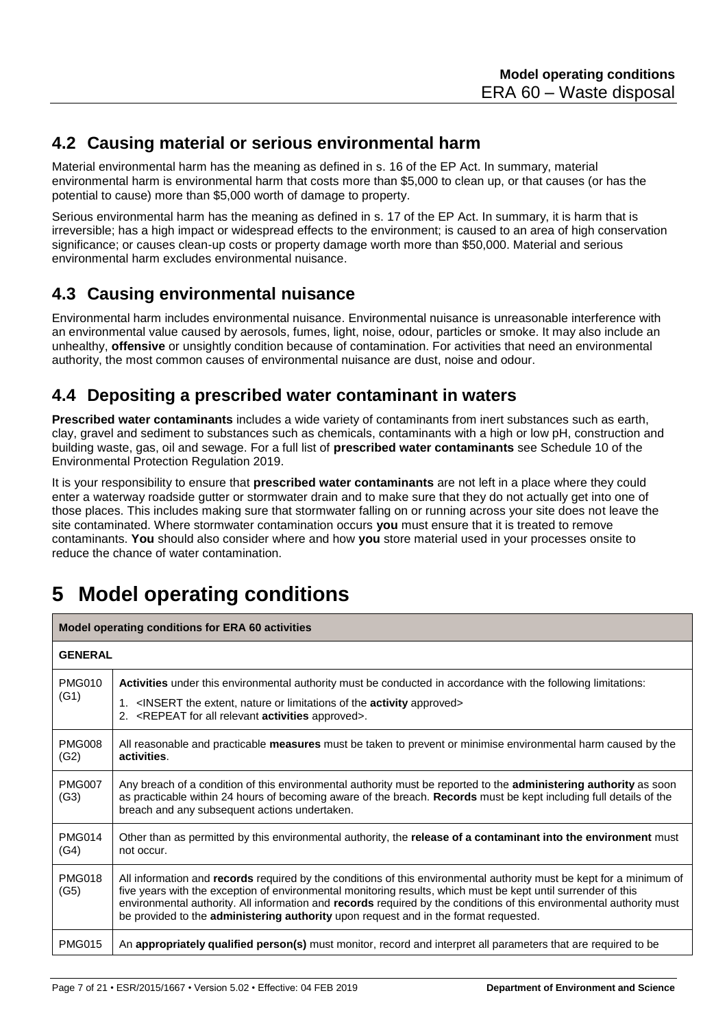## 4.2 Causing material or serious environmental harm

Material environmental harm has the meaning as defined in s. 16 of the EP Act. In summary, material environmental harm is environmental harm that costs more than $5,000 to clean up, or that causes (or has the potential to cause) more than $5,000 worth of damage to property.

Serious environmental harm has the meaning as defined in s. 17 of the EP Act. In summary, it is harm that is irreversible; has a high impact or widespread effects to the environment; is caused to an area of high conservation significance; or causes clean-up costs or property damage worth more than $50,000. Material and serious environmental harm excludes environmental nuisance.

## 4.3 Causing environmental nuisance

Environmental harm includes environmental nuisance. Environmental nuisance is unreasonable interference with an environmental value caused by aerosols, fumes, light, noise, odour, particles or smoke. It may also include an unhealthy, **offensive** or unsightly condition because of contamination. For activities that need an environmental authority, the most common causes of environmental nuisance are dust, noise and odour.

## 4.4 Depositing a prescribed water contaminant in waters

**Prescribed water contaminants** includes a wide variety of contaminants from inert substances such as earth, clay, gravel and sediment to substances such as chemicals, contaminants with a high or low pH, construction and building waste, gas, oil and sewage. For a full list of **prescribed water contaminants** see Schedule 10 of the Environmental Protection Regulation 2019.

It is your responsibility to ensure that **prescribed water contaminants** are not left in a place where they could enter a waterway roadside gutter or stormwater drain and to make sure that they do not actually get into one of those places. This includes making sure that stormwater falling on or running across your site does not leave the site contaminated. Where stormwater contamination occurs **you** must ensure that it is treated to remove contaminants. **You** should also consider where and how **you** store material used in your processes onsite to reduce the chance of water contamination.

# 5 Model operating conditions

| **Model operating conditions for ERA 60 activities** | |
|---|---|
| **GENERAL** | |
| PMG010 (G1) | **Activities** under this environmental authority must be conducted in accordance with the following limitations:<br>1. <INSERT the extent, nature or limitations of the **activity** approved><br>2. <REPEAT for all relevant **activities** approved>. |
| PMG008 (G2) | All reasonable and practicable **measures** must be taken to prevent or minimise environmental harm caused by the **activities**. |
| PMG007 (G3) | Any breach of a condition of this environmental authority must be reported to the **administering authority** as soon as practicable within 24 hours of becoming aware of the breach. **Records** must be kept including full details of the breach and any subsequent actions undertaken. |
| PMG014 (G4) | Other than as permitted by this environmental authority, the **release of a contaminant into the environment** must not occur. |
| PMG018 (G5) | All information and **records** required by the conditions of this environmental authority must be kept for a minimum of five years with the exception of environmental monitoring results, which must be kept until surrender of this environmental authority. All information and **records** required by the conditions of this environmental authority must be provided to the **administering authority** upon request and in the format requested. |
| PMG015 | An **appropriately qualified person(s)** must monitor, record and interpret all parameters that are required to be |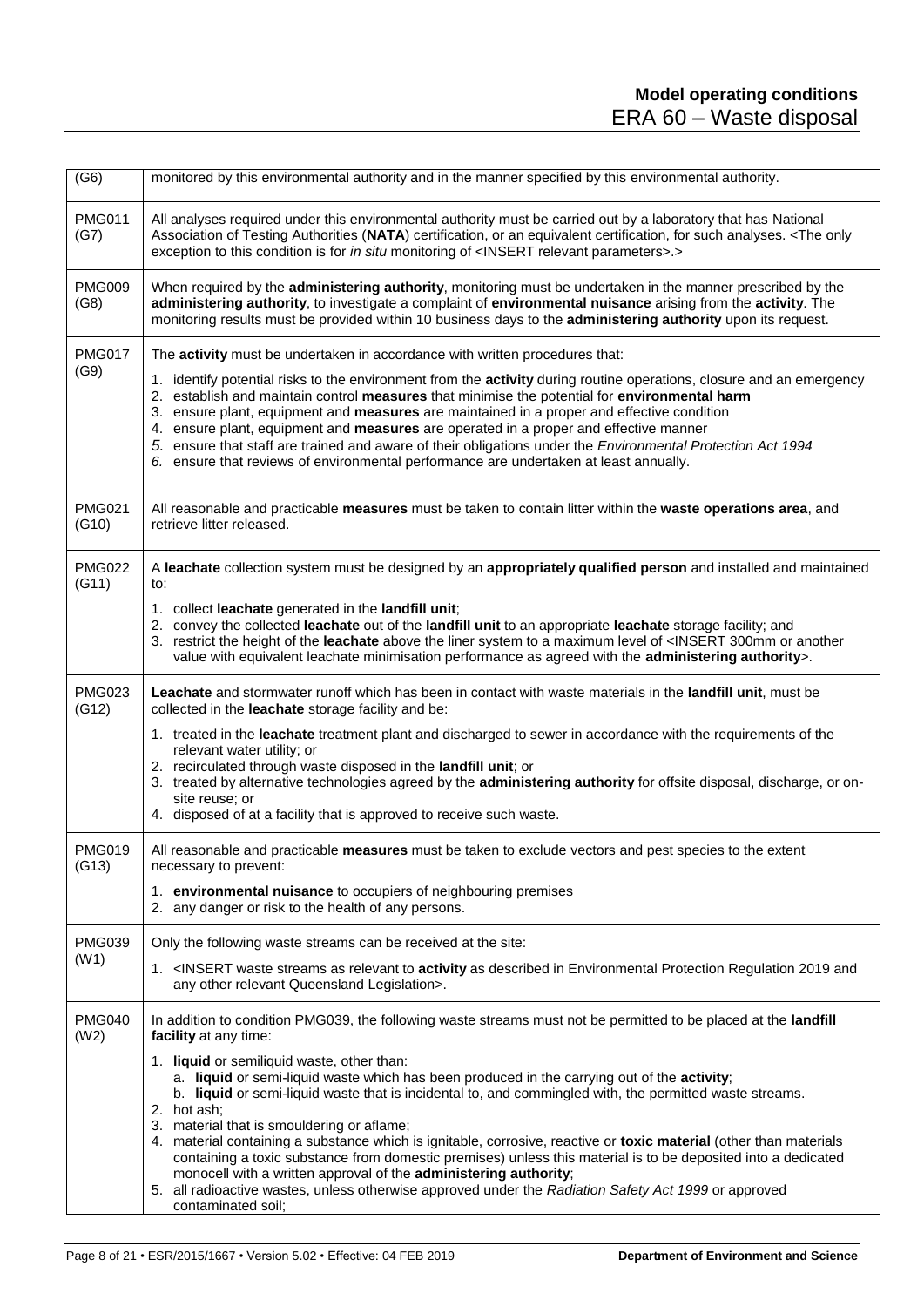| | |
|---|---|
| (G6) | monitored by this environmental authority and in the manner specified by this environmental authority. |
| PMG011 (G7) | All analyses required under this environmental authority must be carried out by a laboratory that has National Association of Testing Authorities (**NATA**) certification, or an equivalent certification, for such analyses. <The only exception to this condition is for *in situ* monitoring of <INSERT relevant parameters>.> |
| PMG009 (G8) | When required by the **administering authority**, monitoring must be undertaken in the manner prescribed by the **administering authority**, to investigate a complaint of **environmental nuisance** arising from the **activity**. The monitoring results must be provided within 10 business days to the **administering authority** upon its request. |
| PMG017 (G9) | The **activity** must be undertaken in accordance with written procedures that:<br>1. identify potential risks to the environment from the **activity** during routine operations, closure and an emergency<br>2. establish and maintain control **measures** that minimise the potential for **environmental harm**<br>3. ensure plant, equipment and **measures** are maintained in a proper and effective condition<br>4. ensure plant, equipment and **measures** are operated in a proper and effective manner<br>5. ensure that staff are trained and aware of their obligations under the *Environmental Protection Act 1994*<br>6. ensure that reviews of environmental performance are undertaken at least annually. |
| PMG021 (G10) | All reasonable and practicable **measures** must be taken to contain litter within the **waste operations area**, and retrieve litter released. |
| PMG022 (G11) | A **leachate** collection system must be designed by an **appropriately qualified person** and installed and maintained to:<br>1. collect **leachate** generated in the **landfill unit**;<br>2. convey the collected **leachate** out of the **landfill unit** to an appropriate **leachate** storage facility; and<br>3. restrict the height of the **leachate** above the liner system to a maximum level of <INSERT 300mm or another value with equivalent leachate minimisation performance as agreed with the **administering authority**>. |
| PMG023 (G12) | **Leachate** and stormwater runoff which has been in contact with waste materials in the **landfill unit**, must be collected in the **leachate** storage facility and be:<br>1. treated in the **leachate** treatment plant and discharged to sewer in accordance with the requirements of the relevant water utility; or<br>2. recirculated through waste disposed in the **landfill unit**; or<br>3. treated by alternative technologies agreed by the **administering authority** for offsite disposal, discharge, or on-site reuse; or<br>4. disposed of at a facility that is approved to receive such waste. |
| PMG019 (G13) | All reasonable and practicable **measures** must be taken to exclude vectors and pest species to the extent necessary to prevent:<br>1. **environmental nuisance** to occupiers of neighbouring premises<br>2. any danger or risk to the health of any persons. |
| PMG039 (W1) | Only the following waste streams can be received at the site:<br>1. <INSERT waste streams as relevant to **activity** as described in Environmental Protection Regulation 2019 and any other relevant Queensland Legislation>. |
| PMG040 (W2) | In addition to condition PMG039, the following waste streams must not be permitted to be placed at the **landfill facility** at any time:<br>1. **liquid** or semiliquid waste, other than:<br>a. **liquid** or semi-liquid waste which has been produced in the carrying out of the **activity**;<br>b. **liquid** or semi-liquid waste that is incidental to, and commingled with, the permitted waste streams.<br>2. hot ash;<br>3. material that is smouldering or aflame;<br>4. material containing a substance which is ignitable, corrosive, reactive or **toxic material** (other than materials containing a toxic substance from domestic premises) unless this material is to be deposited into a dedicated monocell with a written approval of the **administering authority**;<br>5. all radioactive wastes, unless otherwise approved under the *Radiation Safety Act 1999* or approved contaminated soil; |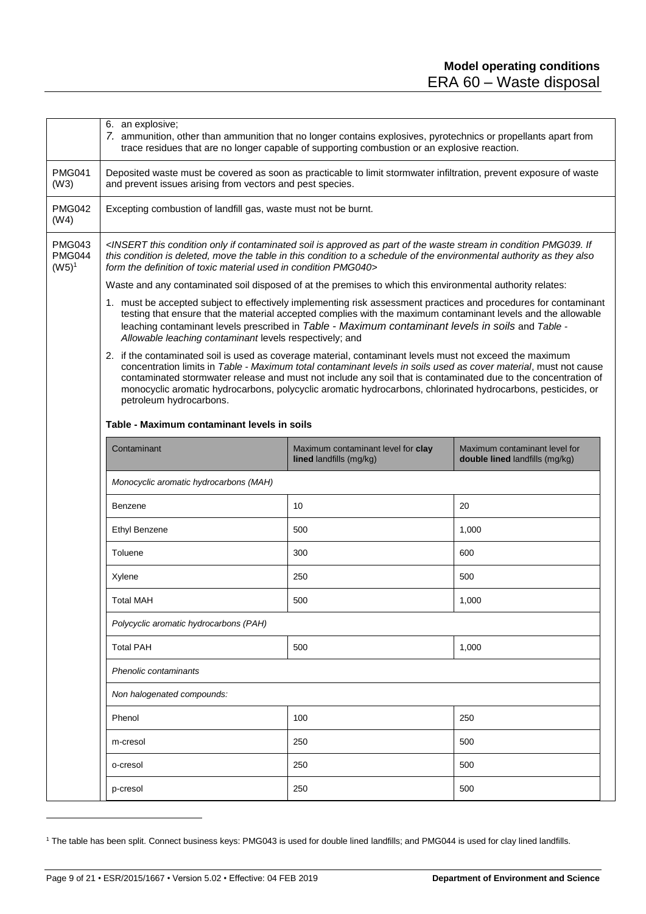| | |
|---|---|
| | 6. an explosive;<br>7. ammunition, other than ammunition that no longer contains explosives, pyrotechnics or propellants apart from trace residues that are no longer capable of supporting combustion or an explosive reaction. |
| PMG041 (W3) | Deposited waste must be covered as soon as practicable to limit stormwater infiltration, prevent exposure of waste and prevent issues arising from vectors and pest species. |
| PMG042 (W4) | Excepting combustion of landfill gas, waste must not be burnt. |
| PMG043 PMG044 (W5)[1] | *<INSERT this condition only if contaminated soil is approved as part of the waste stream in condition PMG039. If this condition is deleted, move the table in this condition to a schedule of the environmental authority as they also form the definition of toxic material used in condition PMG040>* |

Waste and any contaminated soil disposed of at the premises to which this environmental authority relates:

1. must be accepted subject to effectively implementing risk assessment practices and procedures for contaminant testing that ensure that the material accepted complies with the maximum contaminant levels and the allowable leaching contaminant levels prescribed in *Table - Maximum contaminant levels in soils* and *Table - Allowable leaching contaminant* levels respectively; and
2. if the contaminated soil is used as coverage material, contaminant levels must not exceed the maximum concentration limits in *Table - Maximum total contaminant levels in soils used as cover material*, must not cause contaminated stormwater release and must not include any soil that is contaminated due to the concentration of monocyclic aromatic hydrocarbons, polycyclic aromatic hydrocarbons, chlorinated hydrocarbons, pesticides, or petroleum hydrocarbons.

**Table - Maximum contaminant levels in soils**

| Contaminant | Maximum contaminant level for **clay lined** landfills (mg/kg) | Maximum contaminant level for **double lined** landfills (mg/kg) |
|---|---|---|
| *Monocyclic aromatic hydrocarbons (MAH)* | | |
| Benzene | 10 | 20 |
| Ethyl Benzene | 500 | 1,000 |
| Toluene | 300 | 600 |
| Xylene | 250 | 500 |
| Total MAH | 500 | 1,000 |
| *Polycyclic aromatic hydrocarbons (PAH)* | | |
| Total PAH | 500 | 1,000 |
| *Phenolic contaminants* | | |
| *Non halogenated compounds:* | | |
| Phenol | 100 | 250 |
| m-cresol | 250 | 500 |
| o-cresol | 250 | 500 |
| p-cresol | 250 | 500 |

[1] The table has been split. Connect business keys: PMG043 is used for double lined landfills; and PMG044 is used for clay lined landfills.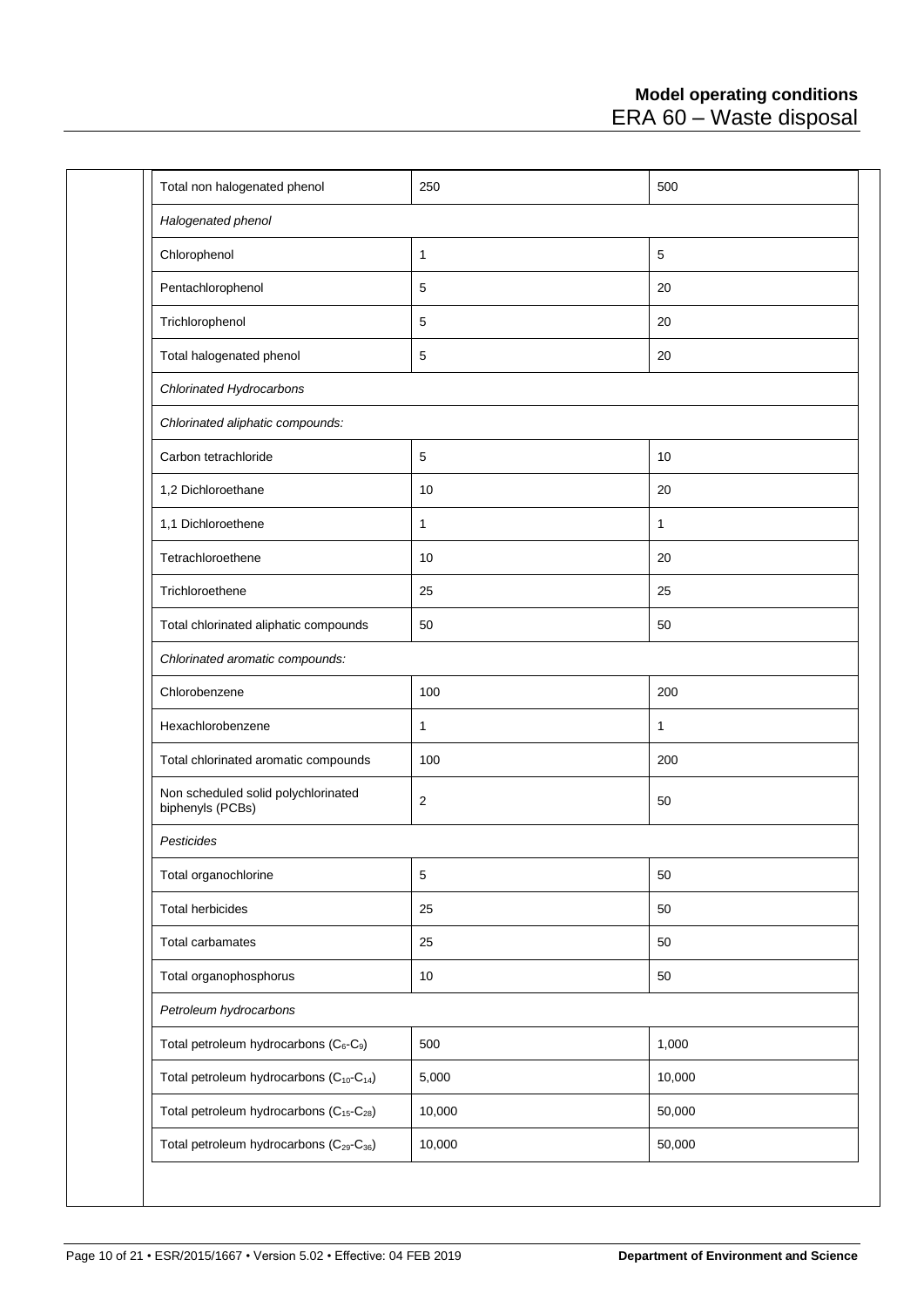| | | |
|---|---|---|
| Total non halogenated phenol | 250 | 500 |
| *Halogenated phenol* | | |
| Chlorophenol | 1 | 5 |
| Pentachlorophenol | 5 | 20 |
| Trichlorophenol | 5 | 20 |
| Total halogenated phenol | 5 | 20 |
| *Chlorinated Hydrocarbons* | | |
| *Chlorinated aliphatic compounds:* | | |
| Carbon tetrachloride | 5 | 10 |
| 1,2 Dichloroethane | 10 | 20 |
| 1,1 Dichloroethene | 1 | 1 |
| Tetrachloroethene | 10 | 20 |
| Trichloroethene | 25 | 25 |
| Total chlorinated aliphatic compounds | 50 | 50 |
| *Chlorinated aromatic compounds:* | | |
| Chlorobenzene | 100 | 200 |
| Hexachlorobenzene | 1 | 1 |
| Total chlorinated aromatic compounds | 100 | 200 |
| Non scheduled solid polychlorinated biphenyls (PCBs) | 2 | 50 |
| *Pesticides* | | |
| Total organochlorine | 5 | 50 |
| Total herbicides | 25 | 50 |
| Total carbamates | 25 | 50 |
| Total organophosphorus | 10 | 50 |
| *Petroleum hydrocarbons* | | |
| Total petroleum hydrocarbons ($C_6$-$C_9$) | 500 | 1,000 |
| Total petroleum hydrocarbons ($C_{10}$-$C_{14}$) | 5,000 | 10,000 |
| Total petroleum hydrocarbons ($C_{15}$-$C_{28}$) | 10,000 | 50,000 |
| Total petroleum hydrocarbons ($C_{29}$-$C_{36}$) | 10,000 | 50,000 |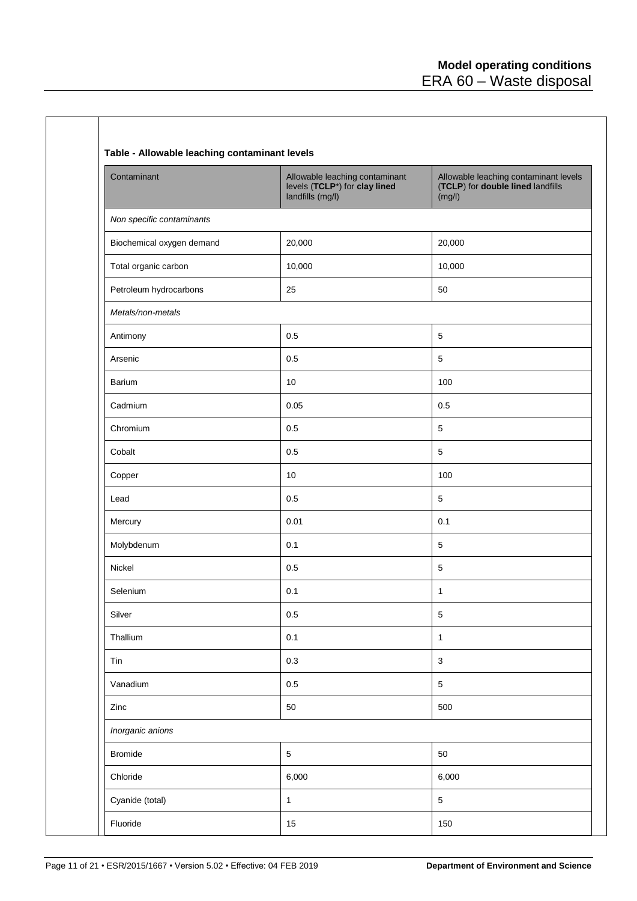**Table - Allowable leaching contaminant levels**

| Contaminant | Allowable leaching contaminant levels (**TCLP***) for **clay lined** landfills (mg/l) | Allowable leaching contaminant levels (**TCLP**) for **double lined** landfills (mg/l) |
|---|---|---|
| *Non specific contaminants* | | |
| Biochemical oxygen demand | 20,000 | 20,000 |
| Total organic carbon | 10,000 | 10,000 |
| Petroleum hydrocarbons | 25 | 50 |
| *Metals/non-metals* | | |
| Antimony | 0.5 | 5 |
| Arsenic | 0.5 | 5 |
| Barium | 10 | 100 |
| Cadmium | 0.05 | 0.5 |
| Chromium | 0.5 | 5 |
| Cobalt | 0.5 | 5 |
| Copper | 10 | 100 |
| Lead | 0.5 | 5 |
| Mercury | 0.01 | 0.1 |
| Molybdenum | 0.1 | 5 |
| Nickel | 0.5 | 5 |
| Selenium | 0.1 | 1 |
| Silver | 0.5 | 5 |
| Thallium | 0.1 | 1 |
| Tin | 0.3 | 3 |
| Vanadium | 0.5 | 5 |
| Zinc | 50 | 500 |
| *Inorganic anions* | | |
| Bromide | 5 | 50 |
| Chloride | 6,000 | 6,000 |
| Cyanide (total) | 1 | 5 |
| Fluoride | 15 | 150 |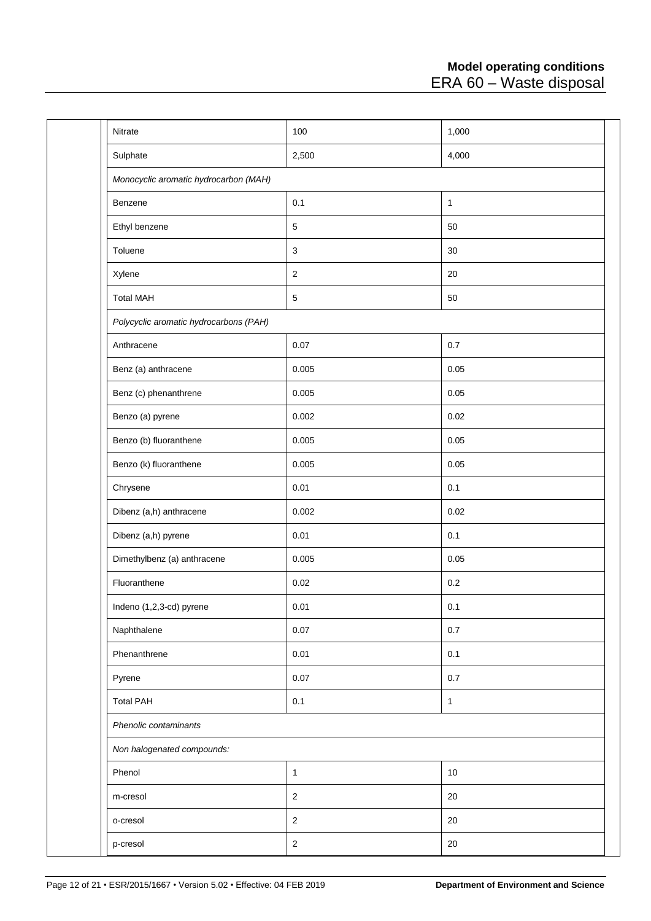| | | |
|---|---|---|
| Nitrate | 100 | 1,000 |
| Sulphate | 2,500 | 4,000 |
| *Monocyclic aromatic hydrocarbon (MAH)* | | |
| Benzene | 0.1 | 1 |
| Ethyl benzene | 5 | 50 |
| Toluene | 3 | 30 |
| Xylene | 2 | 20 |
| Total MAH | 5 | 50 |
| *Polycyclic aromatic hydrocarbons (PAH)* | | |
| Anthracene | 0.07 | 0.7 |
| Benz (a) anthracene | 0.005 | 0.05 |
| Benz (c) phenanthrene | 0.005 | 0.05 |
| Benzo (a) pyrene | 0.002 | 0.02 |
| Benzo (b) fluoranthene | 0.005 | 0.05 |
| Benzo (k) fluoranthene | 0.005 | 0.05 |
| Chrysene | 0.01 | 0.1 |
| Dibenz (a,h) anthracene | 0.002 | 0.02 |
| Dibenz (a,h) pyrene | 0.01 | 0.1 |
| Dimethylbenz (a) anthracene | 0.005 | 0.05 |
| Fluoranthene | 0.02 | 0.2 |
| Indeno (1,2,3-cd) pyrene | 0.01 | 0.1 |
| Naphthalene | 0.07 | 0.7 |
| Phenanthrene | 0.01 | 0.1 |
| Pyrene | 0.07 | 0.7 |
| Total PAH | 0.1 | 1 |
| *Phenolic contaminants* | | |
| *Non halogenated compounds:* | | |
| Phenol | 1 | 10 |
| m-cresol | 2 | 20 |
| o-cresol | 2 | 20 |
| p-cresol | 2 | 20 |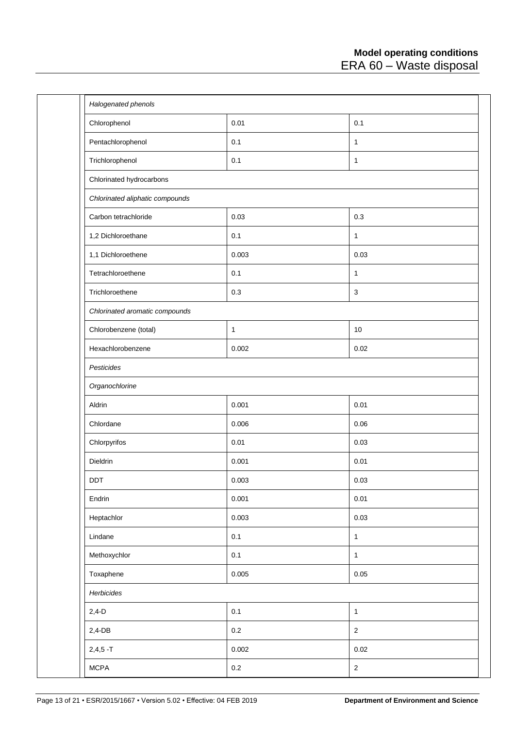| | | |
|---|---|---|
| *Halogenated phenols* | | |
| Chlorophenol | 0.01 | 0.1 |
| Pentachlorophenol | 0.1 | 1 |
| Trichlorophenol | 0.1 | 1 |
| Chlorinated hydrocarbons | | |
| *Chlorinated aliphatic compounds* | | |
| Carbon tetrachloride | 0.03 | 0.3 |
| 1,2 Dichloroethane | 0.1 | 1 |
| 1,1 Dichloroethene | 0.003 | 0.03 |
| Tetrachloroethene | 0.1 | 1 |
| Trichloroethene | 0.3 | 3 |
| *Chlorinated aromatic compounds* | | |
| Chlorobenzene (total) | 1 | 10 |
| Hexachlorobenzene | 0.002 | 0.02 |
| *Pesticides* | | |
| *Organochlorine* | | |
| Aldrin | 0.001 | 0.01 |
| Chlordane | 0.006 | 0.06 |
| Chlorpyrifos | 0.01 | 0.03 |
| Dieldrin | 0.001 | 0.01 |
| DDT | 0.003 | 0.03 |
| Endrin | 0.001 | 0.01 |
| Heptachlor | 0.003 | 0.03 |
| Lindane | 0.1 | 1 |
| Methoxychlor | 0.1 | 1 |
| Toxaphene | 0.005 | 0.05 |
| *Herbicides* | | |
| 2,4-D | 0.1 | 1 |
| 2,4-DB | 0.2 | 2 |
| 2,4,5 -T | 0.002 | 0.02 |
| MCPA | 0.2 | 2 |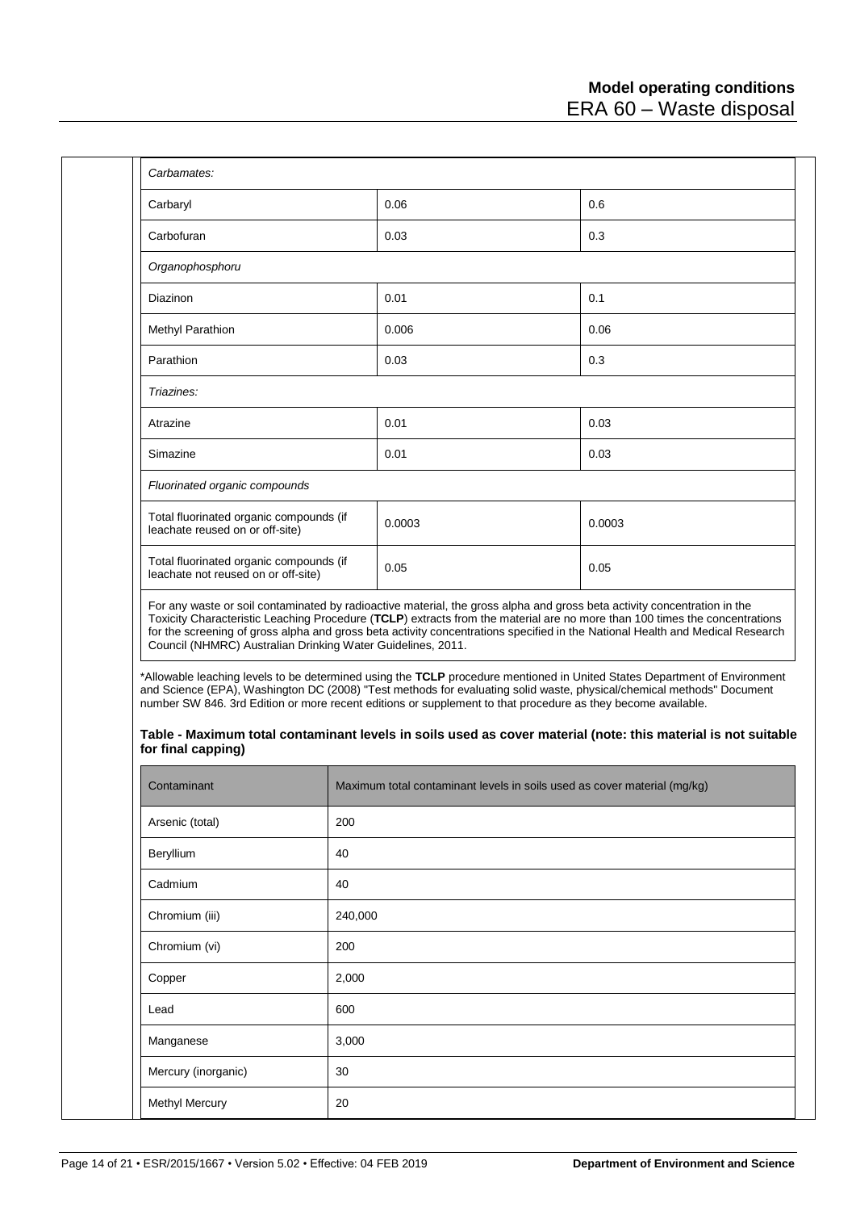| | | |
|---|---|---|
| *Carbamates:* | | |
| Carbaryl | 0.06 | 0.6 |
| Carbofuran | 0.03 | 0.3 |
| *Organophosphoru* | | |
| Diazinon | 0.01 | 0.1 |
| Methyl Parathion | 0.006 | 0.06 |
| Parathion | 0.03 | 0.3 |
| *Triazines:* | | |
| Atrazine | 0.01 | 0.03 |
| Simazine | 0.01 | 0.03 |
| *Fluorinated organic compounds* | | |
| Total fluorinated organic compounds (if leachate reused on or off-site) | 0.0003 | 0.0003 |
| Total fluorinated organic compounds (if leachate not reused on or off-site) | 0.05 | 0.05 |

For any waste or soil contaminated by radioactive material, the gross alpha and gross beta activity concentration in the Toxicity Characteristic Leaching Procedure (**TCLP**) extracts from the material are no more than 100 times the concentrations for the screening of gross alpha and gross beta activity concentrations specified in the National Health and Medical Research Council (NHMRC) Australian Drinking Water Guidelines, 2011.

*Allowable leaching levels to be determined using the **TCLP** procedure mentioned in United States Department of Environment and Science (EPA), Washington DC (2008) "Test methods for evaluating solid waste, physical/chemical methods" Document number SW 846. 3rd Edition or more recent editions or supplement to that procedure as they become available.

**Table - Maximum total contaminant levels in soils used as cover material (note: this material is not suitable for final capping)**

| Contaminant | Maximum total contaminant levels in soils used as cover material (mg/kg) |
|---|---|
| Arsenic (total) | 200 |
| Beryllium | 40 |
| Cadmium | 40 |
| Chromium (iii) | 240,000 |
| Chromium (vi) | 200 |
| Copper | 2,000 |
| Lead | 600 |
| Manganese | 3,000 |
| Mercury (inorganic) | 30 |
| Methyl Mercury | 20 |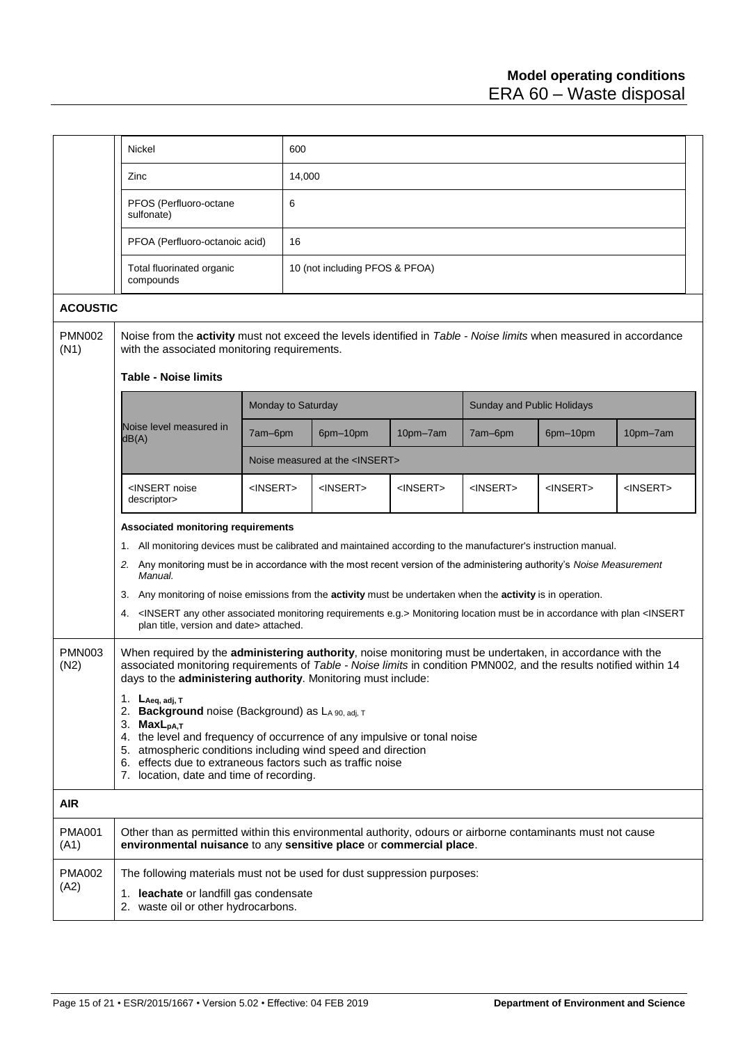| | |
|---|---|
| Nickel | 600 |
| Zinc | 14,000 |
| PFOS (Perfluoro-octane sulfonate) | 6 |
| PFOA (Perfluoro-octanoic acid) | 16 |
| Total fluorinated organic compounds | 10 (not including PFOS & PFOA) |

## ACOUSTIC

**PMN002 (N1)**

Noise from the **activity** must not exceed the levels identified in *Table - Noise limits* when measured in accordance with the associated monitoring requirements.

**Table - Noise limits**

| Noise level measured in dB(A) | Monday to Saturday | | | Sunday and Public Holidays | | |
|---|---|---|---|---|---|---|
| | 7am–6pm | 6pm–10pm | 10pm–7am | 7am–6pm | 6pm–10pm | 10pm–7am |
| | Noise measured at the <INSERT> | | | | | |
| <INSERT noise descriptor> | <INSERT> | <INSERT> | <INSERT> | <INSERT> | <INSERT> | <INSERT> |

**Associated monitoring requirements**

1. All monitoring devices must be calibrated and maintained according to the manufacturer's instruction manual.
2. Any monitoring must be in accordance with the most recent version of the administering authority's *Noise Measurement Manual.*
3. Any monitoring of noise emissions from the **activity** must be undertaken when the **activity** is in operation.
4. <INSERT any other associated monitoring requirements e.g.> Monitoring location must be in accordance with plan <INSERT plan title, version and date> attached.

**PMN003 (N2)**

When required by the **administering authority**, noise monitoring must be undertaken, in accordance with the associated monitoring requirements of *Table - Noise limits* in condition PMN002, and the results notified within 14 days to the **administering authority**. Monitoring must include:

1. $L_{Aeq, adj, T}$
2. **Background** noise (Background) as $L_{A 90, adj, T}$
3. $MaxL_{pA,T}$
4. the level and frequency of occurrence of any impulsive or tonal noise
5. atmospheric conditions including wind speed and direction
6. effects due to extraneous factors such as traffic noise
7. location, date and time of recording.

## AIR

**PMA001 (A1)**

Other than as permitted within this environmental authority, odours or airborne contaminants must not cause **environmental nuisance** to any **sensitive place** or **commercial place**.

**PMA002 (A2)**

The following materials must not be used for dust suppression purposes:

1. **leachate** or landfill gas condensate
2. waste oil or other hydrocarbons.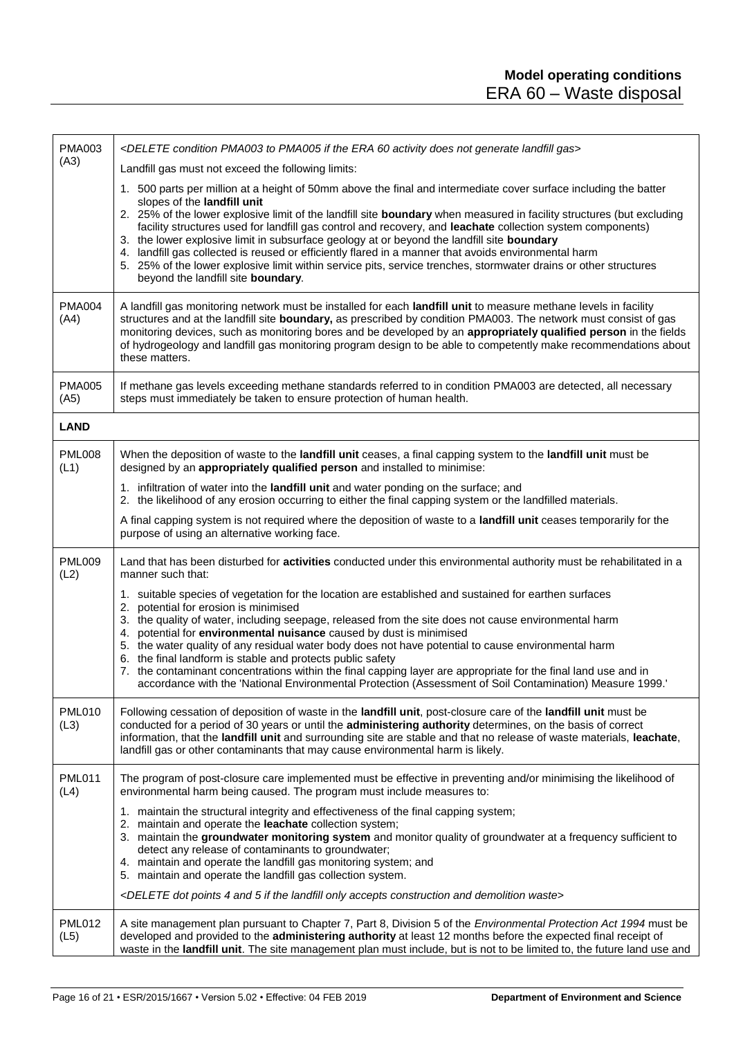| | |
|---|---|
| PMA003 (A3) | *<DELETE condition PMA003 to PMA005 if the ERA 60 activity does not generate landfill gas>*<br><br>Landfill gas must not exceed the following limits:<br><br>1. 500 parts per million at a height of 50mm above the final and intermediate cover surface including the batter slopes of the **landfill unit**<br>2. 25% of the lower explosive limit of the landfill site **boundary** when measured in facility structures (but excluding facility structures used for landfill gas control and recovery, and **leachate** collection system components)<br>3. the lower explosive limit in subsurface geology at or beyond the landfill site **boundary**<br>4. landfill gas collected is reused or efficiently flared in a manner that avoids environmental harm<br>5. 25% of the lower explosive limit within service pits, service trenches, stormwater drains or other structures beyond the landfill site **boundary**. |
| PMA004 (A4) | A landfill gas monitoring network must be installed for each **landfill unit** to measure methane levels in facility structures and at the landfill site **boundary,** as prescribed by condition PMA003. The network must consist of gas monitoring devices, such as monitoring bores and be developed by an **appropriately qualified person** in the fields of hydrogeology and landfill gas monitoring program design to be able to competently make recommendations about these matters. |
| PMA005 (A5) | If methane gas levels exceeding methane standards referred to in condition PMA003 are detected, all necessary steps must immediately be taken to ensure protection of human health. |
| **LAND** | |
| PML008 (L1) | When the deposition of waste to the **landfill unit** ceases, a final capping system to the **landfill unit** must be designed by an **appropriately qualified person** and installed to minimise:<br><br>1. infiltration of water into the **landfill unit** and water ponding on the surface; and<br>2. the likelihood of any erosion occurring to either the final capping system or the landfilled materials.<br><br>A final capping system is not required where the deposition of waste to a **landfill unit** ceases temporarily for the purpose of using an alternative working face. |
| PML009 (L2) | Land that has been disturbed for **activities** conducted under this environmental authority must be rehabilitated in a manner such that:<br><br>1. suitable species of vegetation for the location are established and sustained for earthen surfaces<br>2. potential for erosion is minimised<br>3. the quality of water, including seepage, released from the site does not cause environmental harm<br>4. potential for **environmental nuisance** caused by dust is minimised<br>5. the water quality of any residual water body does not have potential to cause environmental harm<br>6. the final landform is stable and protects public safety<br>7. the contaminant concentrations within the final capping layer are appropriate for the final land use and in accordance with the 'National Environmental Protection (Assessment of Soil Contamination) Measure 1999.' |
| PML010 (L3) | Following cessation of deposition of waste in the **landfill unit**, post-closure care of the **landfill unit** must be conducted for a period of 30 years or until the **administering authority** determines, on the basis of correct information, that the **landfill unit** and surrounding site are stable and that no release of waste materials, **leachate**, landfill gas or other contaminants that may cause environmental harm is likely. |
| PML011 (L4) | The program of post-closure care implemented must be effective in preventing and/or minimising the likelihood of environmental harm being caused. The program must include measures to:<br><br>1. maintain the structural integrity and effectiveness of the final capping system;<br>2. maintain and operate the **leachate** collection system;<br>3. maintain the **groundwater monitoring system** and monitor quality of groundwater at a frequency sufficient to detect any release of contaminants to groundwater;<br>4. maintain and operate the landfill gas monitoring system; and<br>5. maintain and operate the landfill gas collection system.<br><br>*<DELETE dot points 4 and 5 if the landfill only accepts construction and demolition waste>* |
| PML012 (L5) | A site management plan pursuant to Chapter 7, Part 8, Division 5 of the *Environmental Protection Act 1994* must be developed and provided to the **administering authority** at least 12 months before the expected final receipt of waste in the **landfill unit**. The site management plan must include, but is not to be limited to, the future land use and |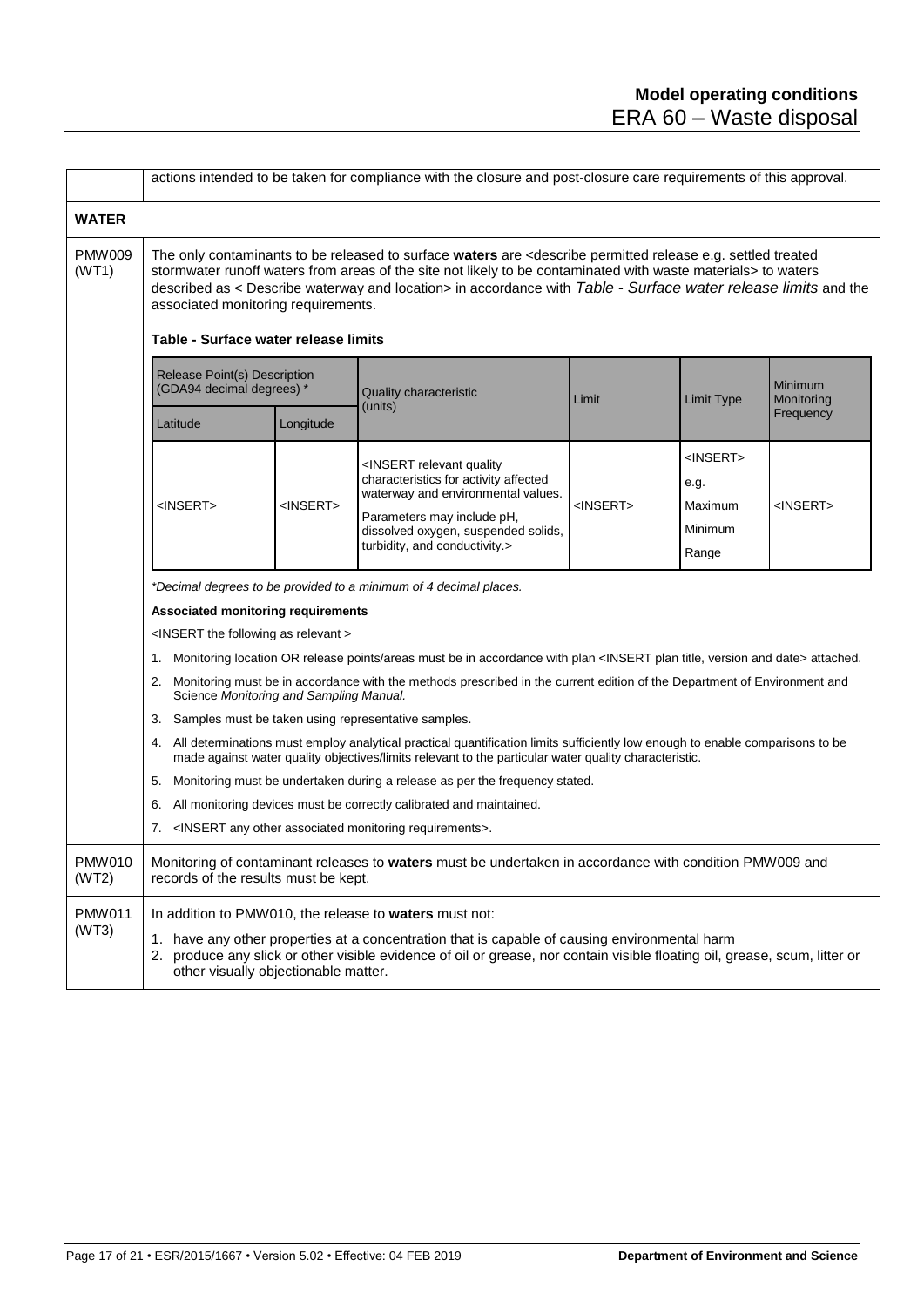| | |
|---|---|
| | actions intended to be taken for compliance with the closure and post-closure care requirements of this approval. |
| **WATER** | |
| PMW009 (WT1) | The only contaminants to be released to surface **waters** are <describe permitted release e.g. settled treated stormwater runoff waters from areas of the site not likely to be contaminated with waste materials> to waters described as < Describe waterway and location> in accordance with *Table - Surface water release limits* and the associated monitoring requirements. |

**Table - Surface water release limits**

| Release Point(s) Description (GDA94 decimal degrees) * | | Quality characteristic (units) | Limit | Limit Type | Minimum Monitoring Frequency |
|---|---|---|---|---|---|
| Latitude | Longitude | | | | |
| <INSERT> | <INSERT> | <INSERT relevant quality characteristics for activity affected waterway and environmental values. Parameters may include pH, dissolved oxygen, suspended solids, turbidity, and conductivity.> | <INSERT> | <INSERT> e.g. Maximum Minimum Range | <INSERT> |

*Decimal degrees to be provided to a minimum of 4 decimal places.*

**Associated monitoring requirements**

<INSERT the following as relevant >

1. Monitoring location OR release points/areas must be in accordance with plan <INSERT plan title, version and date> attached.
2. Monitoring must be in accordance with the methods prescribed in the current edition of the Department of Environment and Science *Monitoring and Sampling Manual.*
3. Samples must be taken using representative samples.
4. All determinations must employ analytical practical quantification limits sufficiently low enough to enable comparisons to be made against water quality objectives/limits relevant to the particular water quality characteristic.
5. Monitoring must be undertaken during a release as per the frequency stated.
6. All monitoring devices must be correctly calibrated and maintained.
7. <INSERT any other associated monitoring requirements>.

| | |
|---|---|
| PMW010 (WT2) | Monitoring of contaminant releases to **waters** must be undertaken in accordance with condition PMW009 and records of the results must be kept. |
| PMW011 (WT3) | In addition to PMW010, the release to **waters** must not: 1. have any other properties at a concentration that is capable of causing environmental harm 2. produce any slick or other visible evidence of oil or grease, nor contain visible floating oil, grease, scum, litter or other visually objectionable matter. |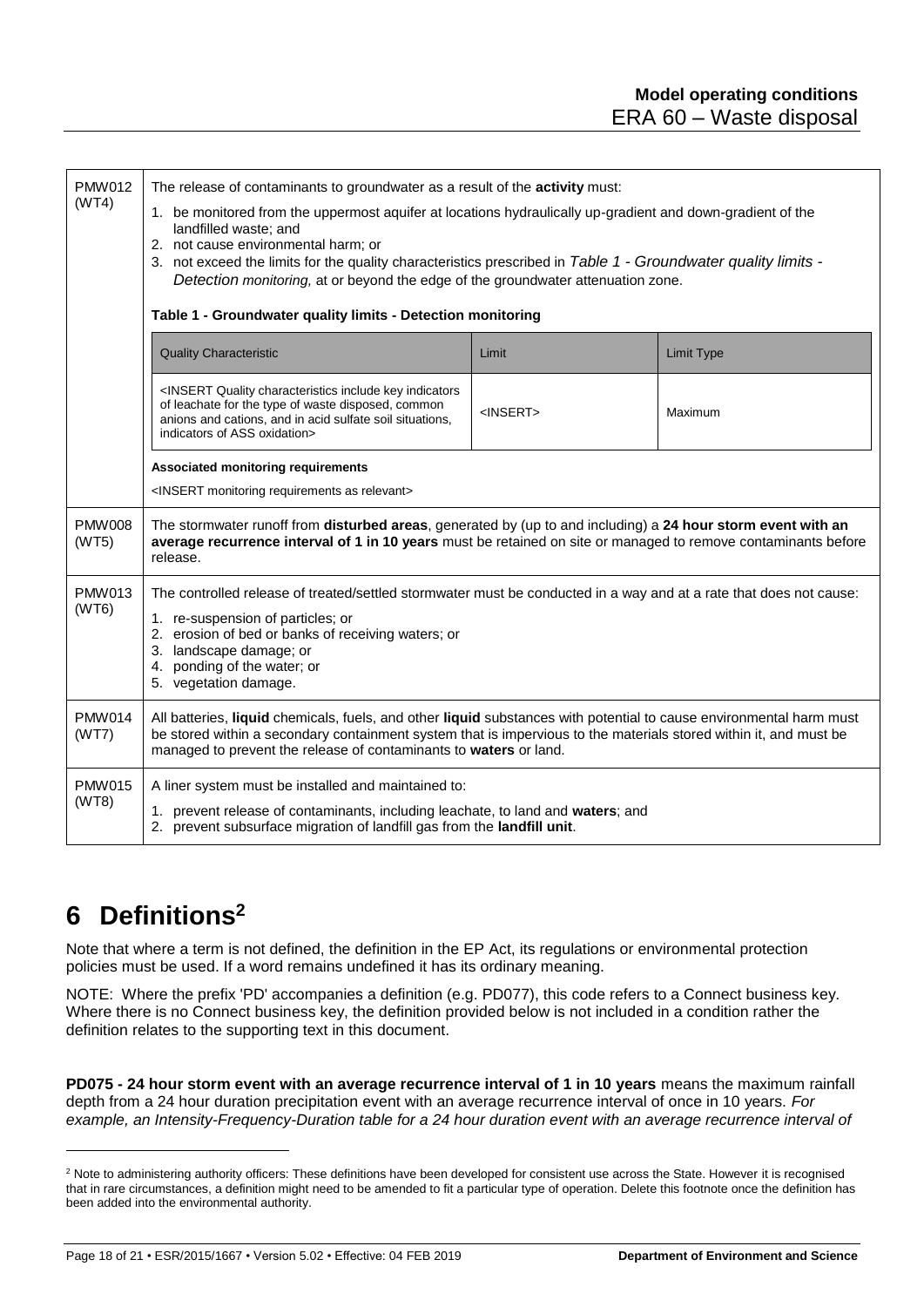| | |
|---|---|
| PMW012 (WT4) | The release of contaminants to groundwater as a result of the **activity** must:<br>1. be monitored from the uppermost aquifer at locations hydraulically up-gradient and down-gradient of the landfilled waste; and<br>2. not cause environmental harm; or<br>3. not exceed the limits for the quality characteristics prescribed in *Table 1 - Groundwater quality limits - Detection monitoring,* at or beyond the edge of the groundwater attenuation zone.<br><br>**Table 1 - Groundwater quality limits - Detection monitoring**<br><br>Quality Characteristic: <INSERT Quality characteristics include key indicators of leachate for the type of waste disposed, common anions and cations, and in acid sulfate soil situations, indicators of ASS oxidation> — Limit: <INSERT> — Limit Type: Maximum<br><br>**Associated monitoring requirements**<br><INSERT monitoring requirements as relevant> |
| PMW008 (WT5) | The stormwater runoff from **disturbed areas**, generated by (up to and including) a **24 hour storm event with an average recurrence interval of 1 in 10 years** must be retained on site or managed to remove contaminants before release. |
| PMW013 (WT6) | The controlled release of treated/settled stormwater must be conducted in a way and at a rate that does not cause:<br>1. re-suspension of particles; or<br>2. erosion of bed or banks of receiving waters; or<br>3. landscape damage; or<br>4. ponding of the water; or<br>5. vegetation damage. |
| PMW014 (WT7) | All batteries, **liquid** chemicals, fuels, and other **liquid** substances with potential to cause environmental harm must be stored within a secondary containment system that is impervious to the materials stored within it, and must be managed to prevent the release of contaminants to **waters** or land. |
| PMW015 (WT8) | A liner system must be installed and maintained to:<br>1. prevent release of contaminants, including leachate, to land and **waters**; and<br>2. prevent subsurface migration of landfill gas from the **landfill unit**. |

**Table 1 - Groundwater quality limits - Detection monitoring**

| Quality Characteristic | Limit | Limit Type |
|---|---|---|
| <INSERT Quality characteristics include key indicators of leachate for the type of waste disposed, common anions and cations, and in acid sulfate soil situations, indicators of ASS oxidation> | <INSERT> | Maximum |

# 6 Definitions[2]

Note that where a term is not defined, the definition in the EP Act, its regulations or environmental protection policies must be used. If a word remains undefined it has its ordinary meaning.

NOTE: Where the prefix 'PD' accompanies a definition (e.g. PD077), this code refers to a Connect business key. Where there is no Connect business key, the definition provided below is not included in a condition rather the definition relates to the supporting text in this document.

**PD075 - 24 hour storm event with an average recurrence interval of 1 in 10 years** means the maximum rainfall depth from a 24 hour duration precipitation event with an average recurrence interval of once in 10 years. *For example, an Intensity-Frequency-Duration table for a 24 hour duration event with an average recurrence interval of*

[2] Note to administering authority officers: These definitions have been developed for consistent use across the State. However it is recognised that in rare circumstances, a definition might need to be amended to fit a particular type of operation. Delete this footnote once the definition has been added into the environmental authority.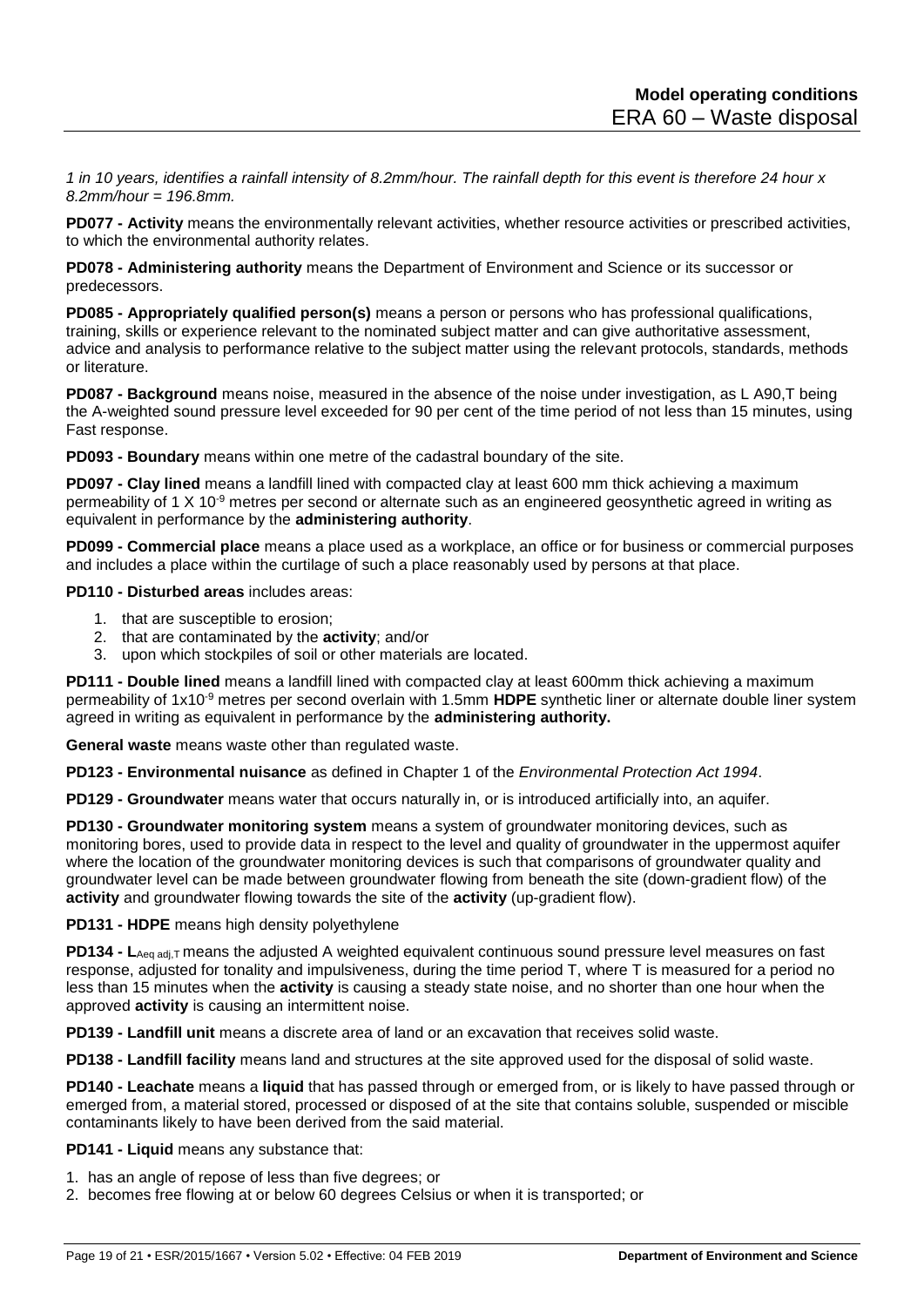*1 in 10 years, identifies a rainfall intensity of 8.2mm/hour. The rainfall depth for this event is therefore 24 hour x 8.2mm/hour = 196.8mm.*

**PD077 - Activity** means the environmentally relevant activities, whether resource activities or prescribed activities, to which the environmental authority relates.

**PD078 - Administering authority** means the Department of Environment and Science or its successor or predecessors.

**PD085 - Appropriately qualified person(s)** means a person or persons who has professional qualifications, training, skills or experience relevant to the nominated subject matter and can give authoritative assessment, advice and analysis to performance relative to the subject matter using the relevant protocols, standards, methods or literature.

**PD087 - Background** means noise, measured in the absence of the noise under investigation, as L A90,T being the A-weighted sound pressure level exceeded for 90 per cent of the time period of not less than 15 minutes, using Fast response.

**PD093 - Boundary** means within one metre of the cadastral boundary of the site.

**PD097 - Clay lined** means a landfill lined with compacted clay at least 600 mm thick achieving a maximum permeability of $1 \times 10^{-9}$ metres per second or alternate such as an engineered geosynthetic agreed in writing as equivalent in performance by the **administering authority**.

**PD099 - Commercial place** means a place used as a workplace, an office or for business or commercial purposes and includes a place within the curtilage of such a place reasonably used by persons at that place.

**PD110 - Disturbed areas** includes areas:

1. that are susceptible to erosion;
2. that are contaminated by the **activity**; and/or
3. upon which stockpiles of soil or other materials are located.

**PD111 - Double lined** means a landfill lined with compacted clay at least 600mm thick achieving a maximum permeability of $1 \times 10^{-9}$ metres per second overlain with 1.5mm **HDPE** synthetic liner or alternate double liner system agreed in writing as equivalent in performance by the **administering authority.**

**General waste** means waste other than regulated waste.

**PD123 - Environmental nuisance** as defined in Chapter 1 of the *Environmental Protection Act 1994*.

**PD129 - Groundwater** means water that occurs naturally in, or is introduced artificially into, an aquifer.

**PD130 - Groundwater monitoring system** means a system of groundwater monitoring devices, such as monitoring bores, used to provide data in respect to the level and quality of groundwater in the uppermost aquifer where the location of the groundwater monitoring devices is such that comparisons of groundwater quality and groundwater level can be made between groundwater flowing from beneath the site (down-gradient flow) of the **activity** and groundwater flowing towards the site of the **activity** (up-gradient flow).

**PD131 - HDPE** means high density polyethylene

**PD134 - $L_{Aeq\ adj,T}$** means the adjusted A weighted equivalent continuous sound pressure level measures on fast response, adjusted for tonality and impulsiveness, during the time period T, where T is measured for a period no less than 15 minutes when the **activity** is causing a steady state noise, and no shorter than one hour when the approved **activity** is causing an intermittent noise.

**PD139 - Landfill unit** means a discrete area of land or an excavation that receives solid waste.

**PD138 - Landfill facility** means land and structures at the site approved used for the disposal of solid waste.

**PD140 - Leachate** means a **liquid** that has passed through or emerged from, or is likely to have passed through or emerged from, a material stored, processed or disposed of at the site that contains soluble, suspended or miscible contaminants likely to have been derived from the said material.

**PD141 - Liquid** means any substance that:

1. has an angle of repose of less than five degrees; or
2. becomes free flowing at or below 60 degrees Celsius or when it is transported; or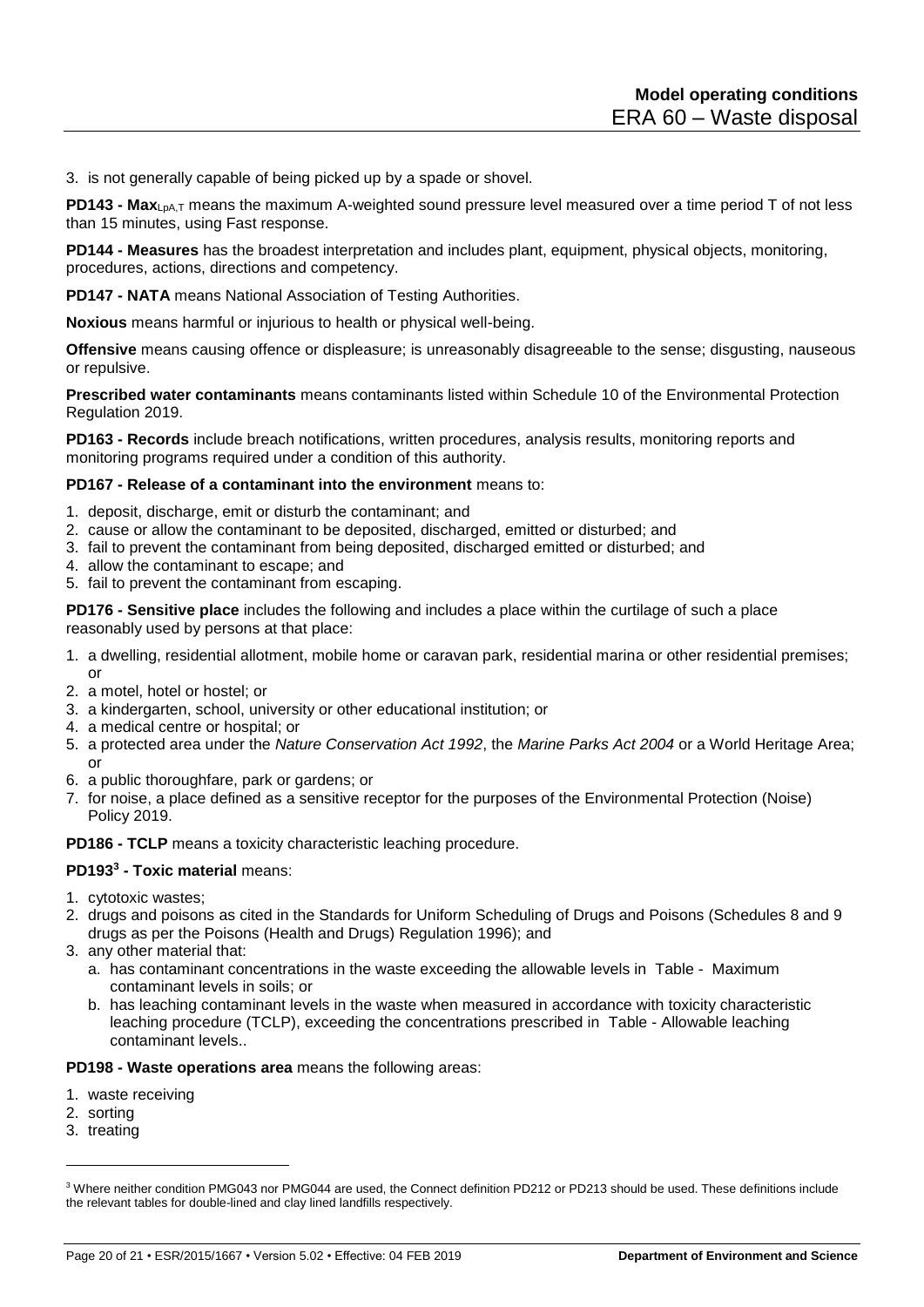3. is not generally capable of being picked up by a spade or shovel.

**PD143 - Max$_{LpA,T}$** means the maximum A-weighted sound pressure level measured over a time period T of not less than 15 minutes, using Fast response.

**PD144 - Measures** has the broadest interpretation and includes plant, equipment, physical objects, monitoring, procedures, actions, directions and competency.

**PD147 - NATA** means National Association of Testing Authorities.

**Noxious** means harmful or injurious to health or physical well-being.

**Offensive** means causing offence or displeasure; is unreasonably disagreeable to the sense; disgusting, nauseous or repulsive.

**Prescribed water contaminants** means contaminants listed within Schedule 10 of the Environmental Protection Regulation 2019.

**PD163 - Records** include breach notifications, written procedures, analysis results, monitoring reports and monitoring programs required under a condition of this authority.

**PD167 - Release of a contaminant into the environment** means to:

1. deposit, discharge, emit or disturb the contaminant; and
2. cause or allow the contaminant to be deposited, discharged, emitted or disturbed; and
3. fail to prevent the contaminant from being deposited, discharged emitted or disturbed; and
4. allow the contaminant to escape; and
5. fail to prevent the contaminant from escaping.

**PD176 - Sensitive place** includes the following and includes a place within the curtilage of such a place reasonably used by persons at that place:

1. a dwelling, residential allotment, mobile home or caravan park, residential marina or other residential premises; or
2. a motel, hotel or hostel; or
3. a kindergarten, school, university or other educational institution; or
4. a medical centre or hospital; or
5. a protected area under the *Nature Conservation Act 1992*, the *Marine Parks Act 2004* or a World Heritage Area; or
6. a public thoroughfare, park or gardens; or
7. for noise, a place defined as a sensitive receptor for the purposes of the Environmental Protection (Noise) Policy 2019.

**PD186 - TCLP** means a toxicity characteristic leaching procedure.

**PD193[3] - Toxic material** means:

1. cytotoxic wastes;
2. drugs and poisons as cited in the Standards for Uniform Scheduling of Drugs and Poisons (Schedules 8 and 9 drugs as per the Poisons (Health and Drugs) Regulation 1996); and
3. any other material that:
   a. has contaminant concentrations in the waste exceeding the allowable levels in Table - Maximum contaminant levels in soils; or
   b. has leaching contaminant levels in the waste when measured in accordance with toxicity characteristic leaching procedure (TCLP), exceeding the concentrations prescribed in Table - Allowable leaching contaminant levels..

**PD198 - Waste operations area** means the following areas:

1. waste receiving
2. sorting
3. treating

[3] Where neither condition PMG043 nor PMG044 are used, the Connect definition PD212 or PD213 should be used. These definitions include the relevant tables for double-lined and clay lined landfills respectively.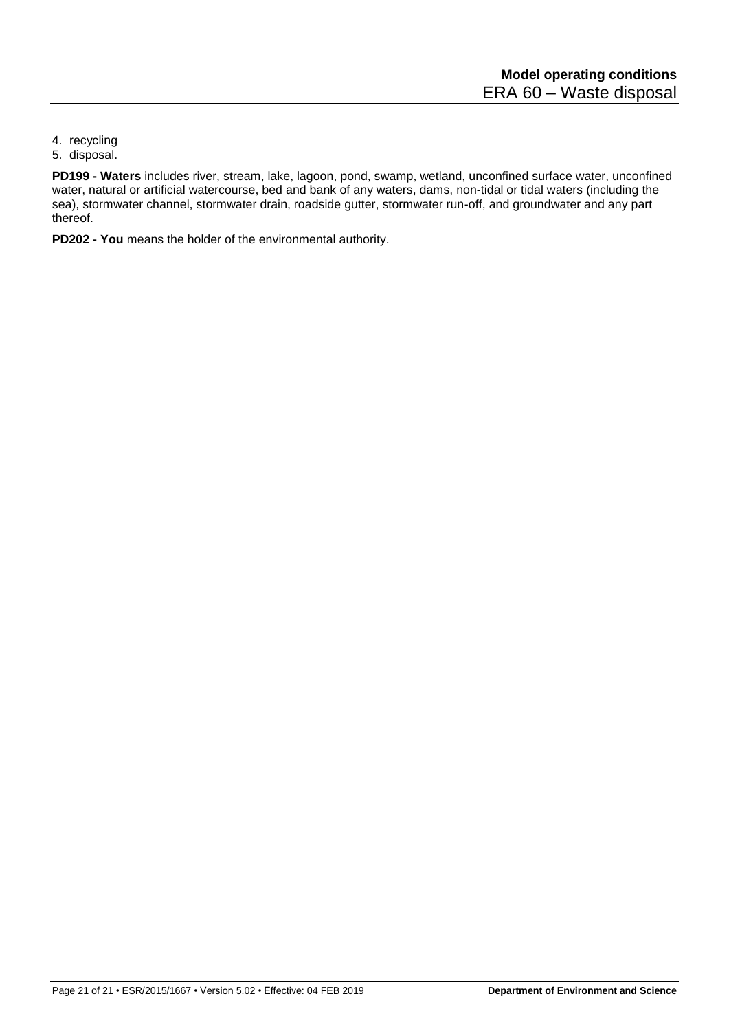4. recycling
5. disposal.

**PD199 - Waters** includes river, stream, lake, lagoon, pond, swamp, wetland, unconfined surface water, unconfined water, natural or artificial watercourse, bed and bank of any waters, dams, non-tidal or tidal waters (including the sea), stormwater channel, stormwater drain, roadside gutter, stormwater run-off, and groundwater and any part thereof.

**PD202 - You** means the holder of the environmental authority.